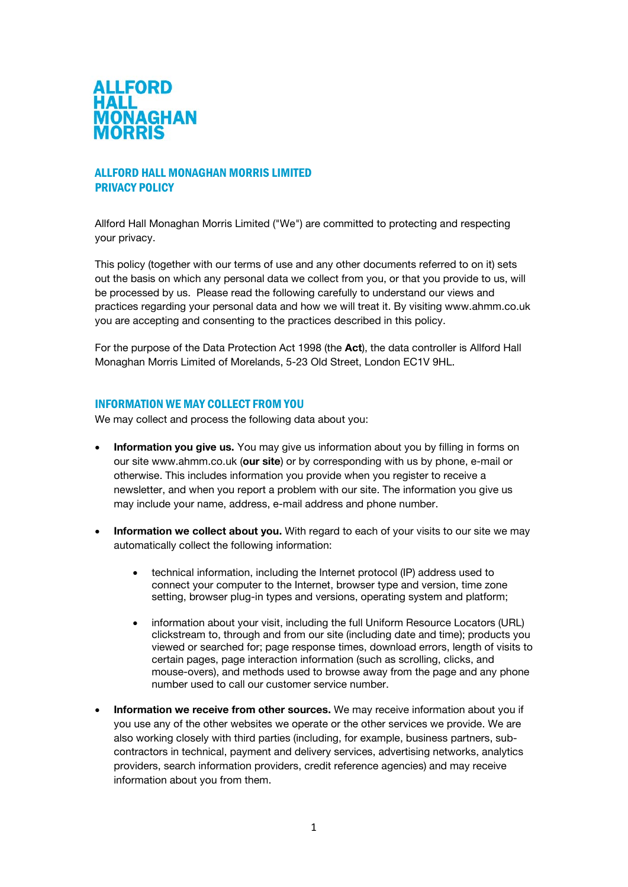ALLFORD
HALL
MONAGHAN
MORRIS

## ALLFORD HALL MONAGHAN MORRIS LIMITED
## PRIVACY POLICY

Allford Hall Monaghan Morris Limited ("We") are committed to protecting and respecting your privacy.

This policy (together with our terms of use and any other documents referred to on it) sets out the basis on which any personal data we collect from you, or that you provide to us, will be processed by us. Please read the following carefully to understand our views and practices regarding your personal data and how we will treat it. By visiting www.ahmm.co.uk you are accepting and consenting to the practices described in this policy.

For the purpose of the Data Protection Act 1998 (the **Act**), the data controller is Allford Hall Monaghan Morris Limited of Morelands, 5-23 Old Street, London EC1V 9HL.

### INFORMATION WE MAY COLLECT FROM YOU

We may collect and process the following data about you:

- **Information you give us.** You may give us information about you by filling in forms on our site www.ahmm.co.uk (**our site**) or by corresponding with us by phone, e-mail or otherwise. This includes information you provide when you register to receive a newsletter, and when you report a problem with our site. The information you give us may include your name, address, e-mail address and phone number.

- **Information we collect about you.** With regard to each of your visits to our site we may automatically collect the following information:

    - technical information, including the Internet protocol (IP) address used to connect your computer to the Internet, browser type and version, time zone setting, browser plug-in types and versions, operating system and platform;

    - information about your visit, including the full Uniform Resource Locators (URL) clickstream to, through and from our site (including date and time); products you viewed or searched for; page response times, download errors, length of visits to certain pages, page interaction information (such as scrolling, clicks, and mouse-overs), and methods used to browse away from the page and any phone number used to call our customer service number.

- **Information we receive from other sources.** We may receive information about you if you use any of the other websites we operate or the other services we provide. We are also working closely with third parties (including, for example, business partners, sub-contractors in technical, payment and delivery services, advertising networks, analytics providers, search information providers, credit reference agencies) and may receive information about you from them.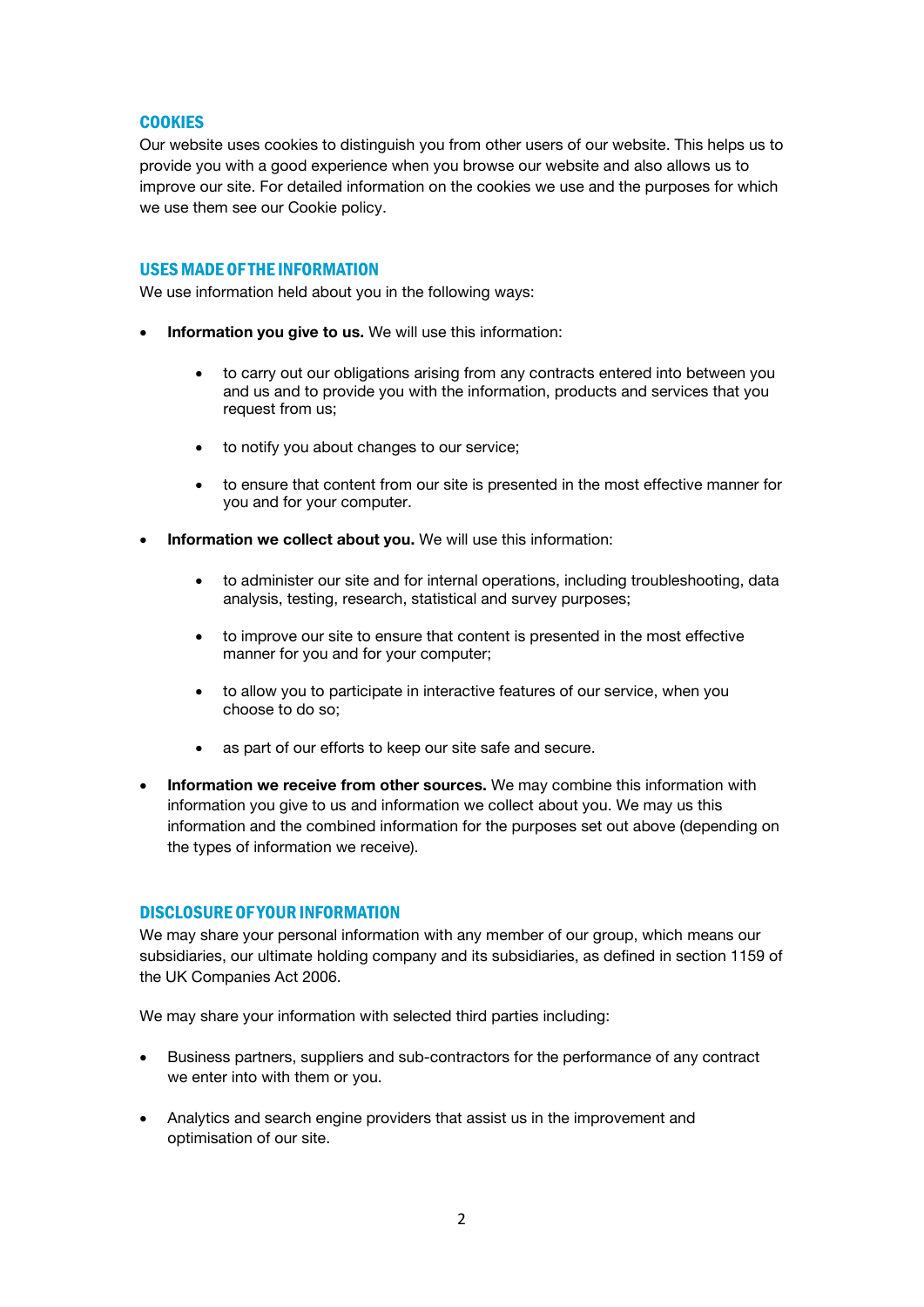## COOKIES

Our website uses cookies to distinguish you from other users of our website. This helps us to provide you with a good experience when you browse our website and also allows us to improve our site. For detailed information on the cookies we use and the purposes for which we use them see our Cookie policy.

## USES MADE OF THE INFORMATION

We use information held about you in the following ways:

- **Information you give to us.** We will use this information:
  - to carry out our obligations arising from any contracts entered into between you and us and to provide you with the information, products and services that you request from us;
  - to notify you about changes to our service;
  - to ensure that content from our site is presented in the most effective manner for you and for your computer.
- **Information we collect about you.** We will use this information:
  - to administer our site and for internal operations, including troubleshooting, data analysis, testing, research, statistical and survey purposes;
  - to improve our site to ensure that content is presented in the most effective manner for you and for your computer;
  - to allow you to participate in interactive features of our service, when you choose to do so;
  - as part of our efforts to keep our site safe and secure.
- **Information we receive from other sources.** We may combine this information with information you give to us and information we collect about you. We may us this information and the combined information for the purposes set out above (depending on the types of information we receive).

## DISCLOSURE OF YOUR INFORMATION

We may share your personal information with any member of our group, which means our subsidiaries, our ultimate holding company and its subsidiaries, as defined in section 1159 of the UK Companies Act 2006.

We may share your information with selected third parties including:

- Business partners, suppliers and sub-contractors for the performance of any contract we enter into with them or you.
- Analytics and search engine providers that assist us in the improvement and optimisation of our site.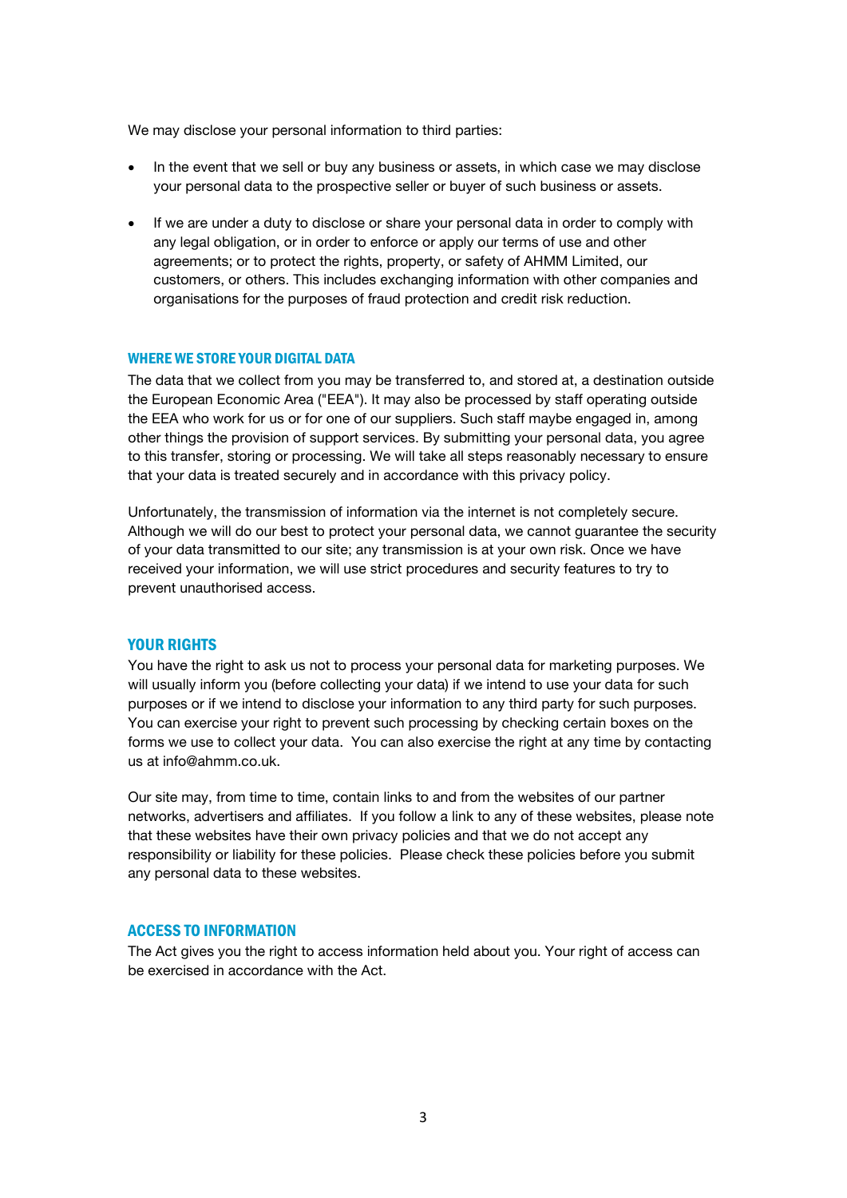We may disclose your personal information to third parties:

- In the event that we sell or buy any business or assets, in which case we may disclose your personal data to the prospective seller or buyer of such business or assets.

- If we are under a duty to disclose or share your personal data in order to comply with any legal obligation, or in order to enforce or apply our terms of use and other agreements; or to protect the rights, property, or safety of AHMM Limited, our customers, or others. This includes exchanging information with other companies and organisations for the purposes of fraud protection and credit risk reduction.

## WHERE WE STORE YOUR DIGITAL DATA

The data that we collect from you may be transferred to, and stored at, a destination outside the European Economic Area ("EEA"). It may also be processed by staff operating outside the EEA who work for us or for one of our suppliers. Such staff maybe engaged in, among other things the provision of support services. By submitting your personal data, you agree to this transfer, storing or processing. We will take all steps reasonably necessary to ensure that your data is treated securely and in accordance with this privacy policy.

Unfortunately, the transmission of information via the internet is not completely secure. Although we will do our best to protect your personal data, we cannot guarantee the security of your data transmitted to our site; any transmission is at your own risk. Once we have received your information, we will use strict procedures and security features to try to prevent unauthorised access.

## YOUR RIGHTS

You have the right to ask us not to process your personal data for marketing purposes. We will usually inform you (before collecting your data) if we intend to use your data for such purposes or if we intend to disclose your information to any third party for such purposes. You can exercise your right to prevent such processing by checking certain boxes on the forms we use to collect your data. You can also exercise the right at any time by contacting us at info@ahmm.co.uk.

Our site may, from time to time, contain links to and from the websites of our partner networks, advertisers and affiliates. If you follow a link to any of these websites, please note that these websites have their own privacy policies and that we do not accept any responsibility or liability for these policies. Please check these policies before you submit any personal data to these websites.

## ACCESS TO INFORMATION

The Act gives you the right to access information held about you. Your right of access can be exercised in accordance with the Act.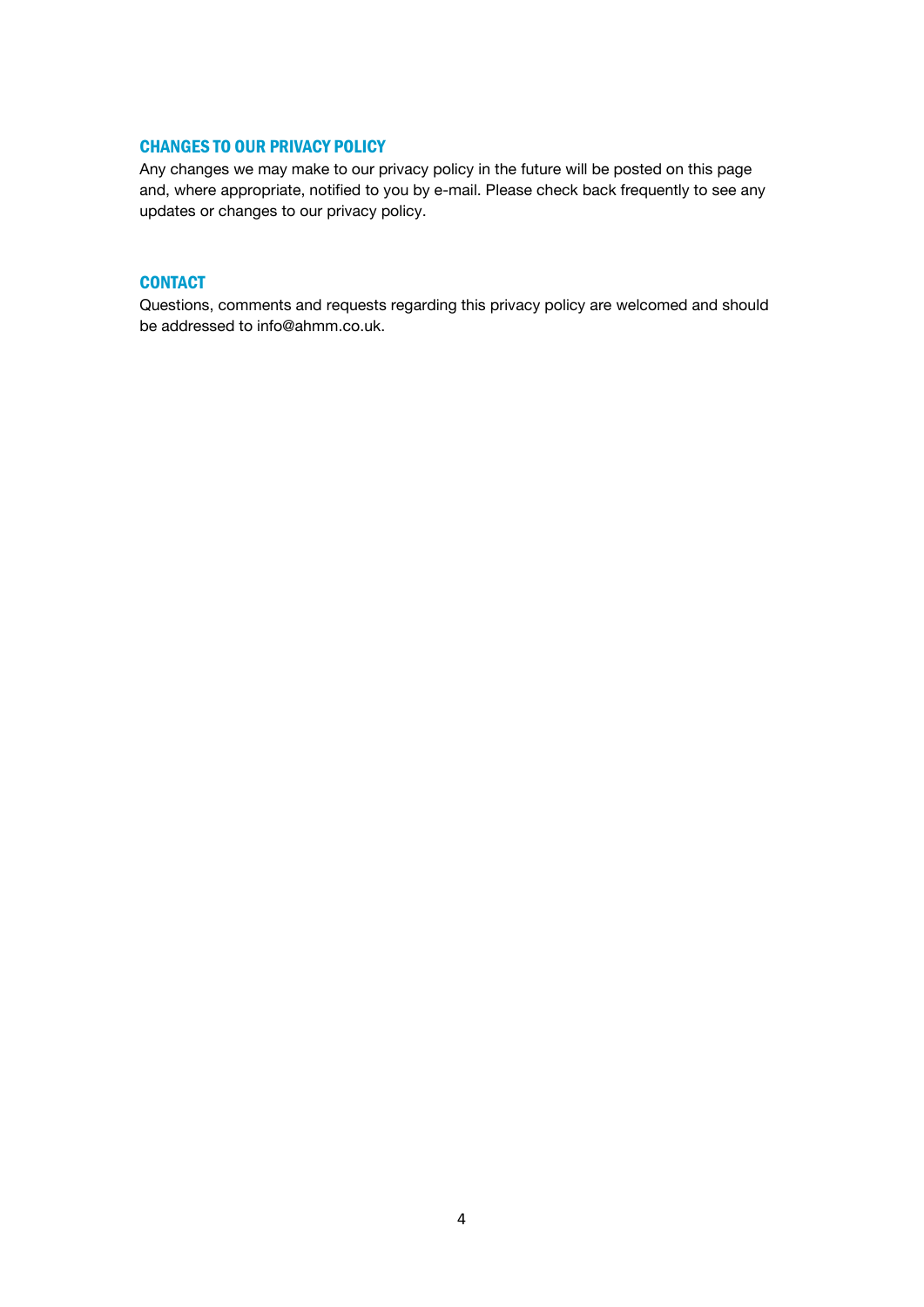## CHANGES TO OUR PRIVACY POLICY

Any changes we may make to our privacy policy in the future will be posted on this page and, where appropriate, notified to you by e-mail. Please check back frequently to see any updates or changes to our privacy policy.

## CONTACT

Questions, comments and requests regarding this privacy policy are welcomed and should be addressed to info@ahmm.co.uk.